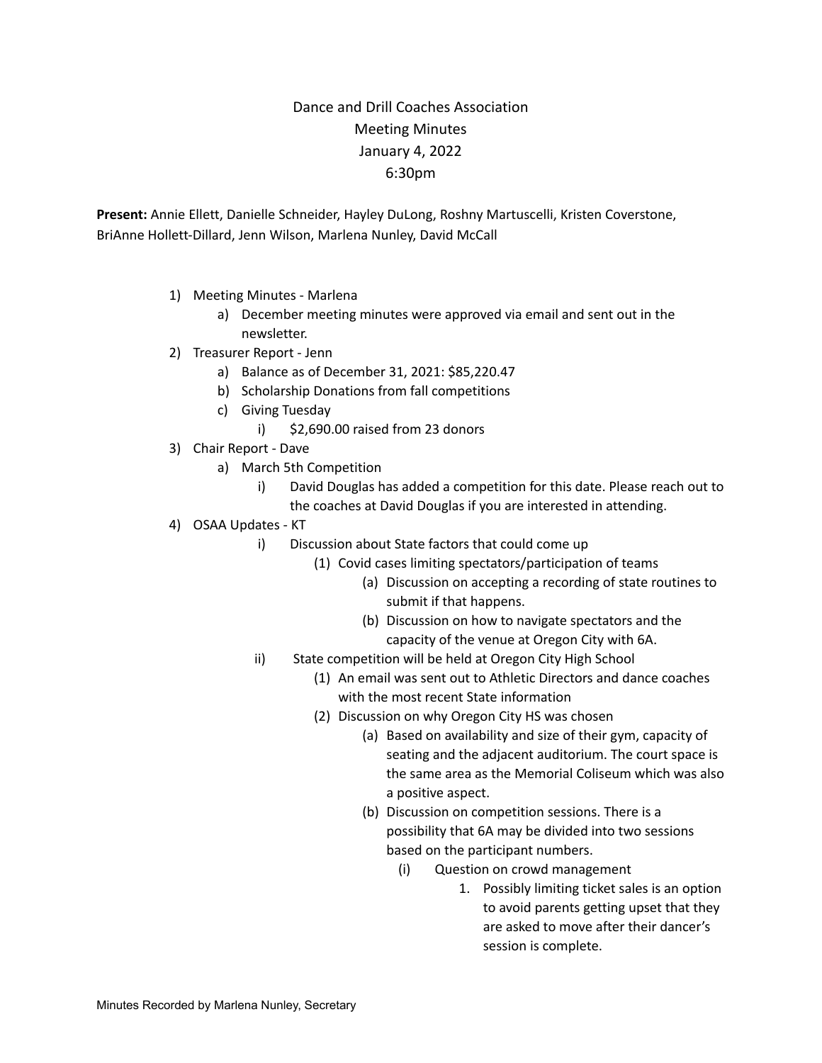# Dance and Drill Coaches Association
## Meeting Minutes
### January 4, 2022
### 6:30pm

**Present:** Annie Ellett, Danielle Schneider, Hayley DuLong, Roshny Martuscelli, Kristen Coverstone, BriAnne Hollett-Dillard, Jenn Wilson, Marlena Nunley, David McCall

1) Meeting Minutes - Marlena
    a) December meeting minutes were approved via email and sent out in the newsletter.
2) Treasurer Report - Jenn
    a) Balance as of December 31, 2021: $85,220.47
    b) Scholarship Donations from fall competitions
    c) Giving Tuesday
        i) $2,690.00 raised from 23 donors
3) Chair Report - Dave
    a) March 5th Competition
        i) David Douglas has added a competition for this date. Please reach out to the coaches at David Douglas if you are interested in attending.
4) OSAA Updates - KT
    i) Discussion about State factors that could come up
        (1) Covid cases limiting spectators/participation of teams
            (a) Discussion on accepting a recording of state routines to submit if that happens.
            (b) Discussion on how to navigate spectators and the capacity of the venue at Oregon City with 6A.
    ii) State competition will be held at Oregon City High School
        (1) An email was sent out to Athletic Directors and dance coaches with the most recent State information
        (2) Discussion on why Oregon City HS was chosen
            (a) Based on availability and size of their gym, capacity of seating and the adjacent auditorium. The court space is the same area as the Memorial Coliseum which was also a positive aspect.
            (b) Discussion on competition sessions. There is a possibility that 6A may be divided into two sessions based on the participant numbers.
                (i) Question on crowd management
                    1. Possibly limiting ticket sales is an option to avoid parents getting upset that they are asked to move after their dancer's session is complete.

Minutes Recorded by Marlena Nunley, Secretary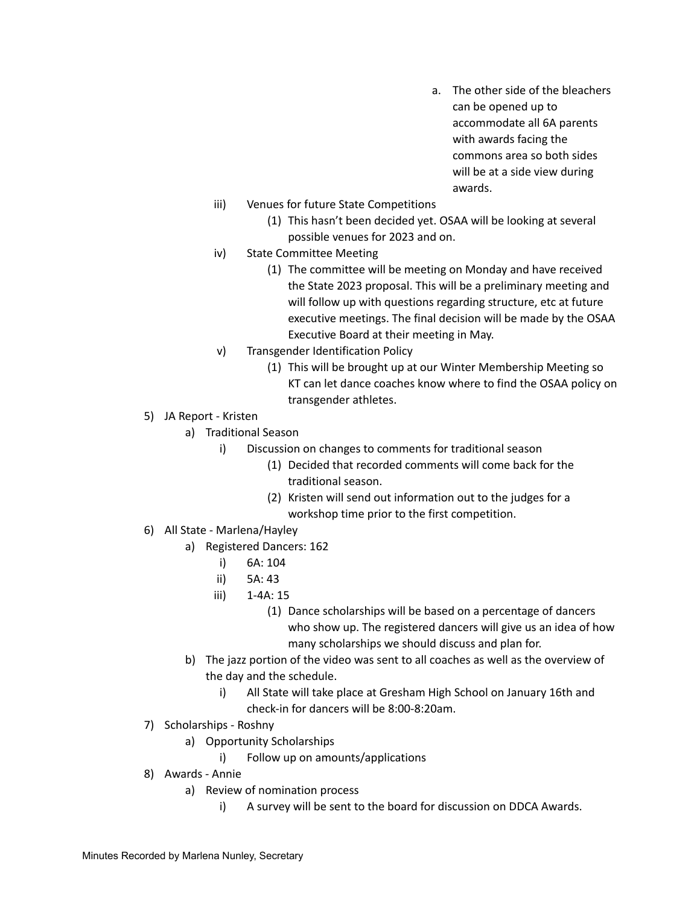a. The other side of the bleachers can be opened up to accommodate all 6A parents with awards facing the commons area so both sides will be at a side view during awards.

iii) Venues for future State Competitions
   (1) This hasn't been decided yet. OSAA will be looking at several possible venues for 2023 and on.

iv) State Committee Meeting
   (1) The committee will be meeting on Monday and have received the State 2023 proposal. This will be a preliminary meeting and will follow up with questions regarding structure, etc at future executive meetings. The final decision will be made by the OSAA Executive Board at their meeting in May.

v) Transgender Identification Policy
   (1) This will be brought up at our Winter Membership Meeting so KT can let dance coaches know where to find the OSAA policy on transgender athletes.

5) JA Report - Kristen
   a) Traditional Season
      i) Discussion on changes to comments for traditional season
         (1) Decided that recorded comments will come back for the traditional season.
         (2) Kristen will send out information out to the judges for a workshop time prior to the first competition.

6) All State - Marlena/Hayley
   a) Registered Dancers: 162
      i) 6A: 104
      ii) 5A: 43
      iii) 1-4A: 15
         (1) Dance scholarships will be based on a percentage of dancers who show up. The registered dancers will give us an idea of how many scholarships we should discuss and plan for.
   b) The jazz portion of the video was sent to all coaches as well as the overview of the day and the schedule.
      i) All State will take place at Gresham High School on January 16th and check-in for dancers will be 8:00-8:20am.

7) Scholarships - Roshny
   a) Opportunity Scholarships
      i) Follow up on amounts/applications

8) Awards - Annie
   a) Review of nomination process
      i) A survey will be sent to the board for discussion on DDCA Awards.

Minutes Recorded by Marlena Nunley, Secretary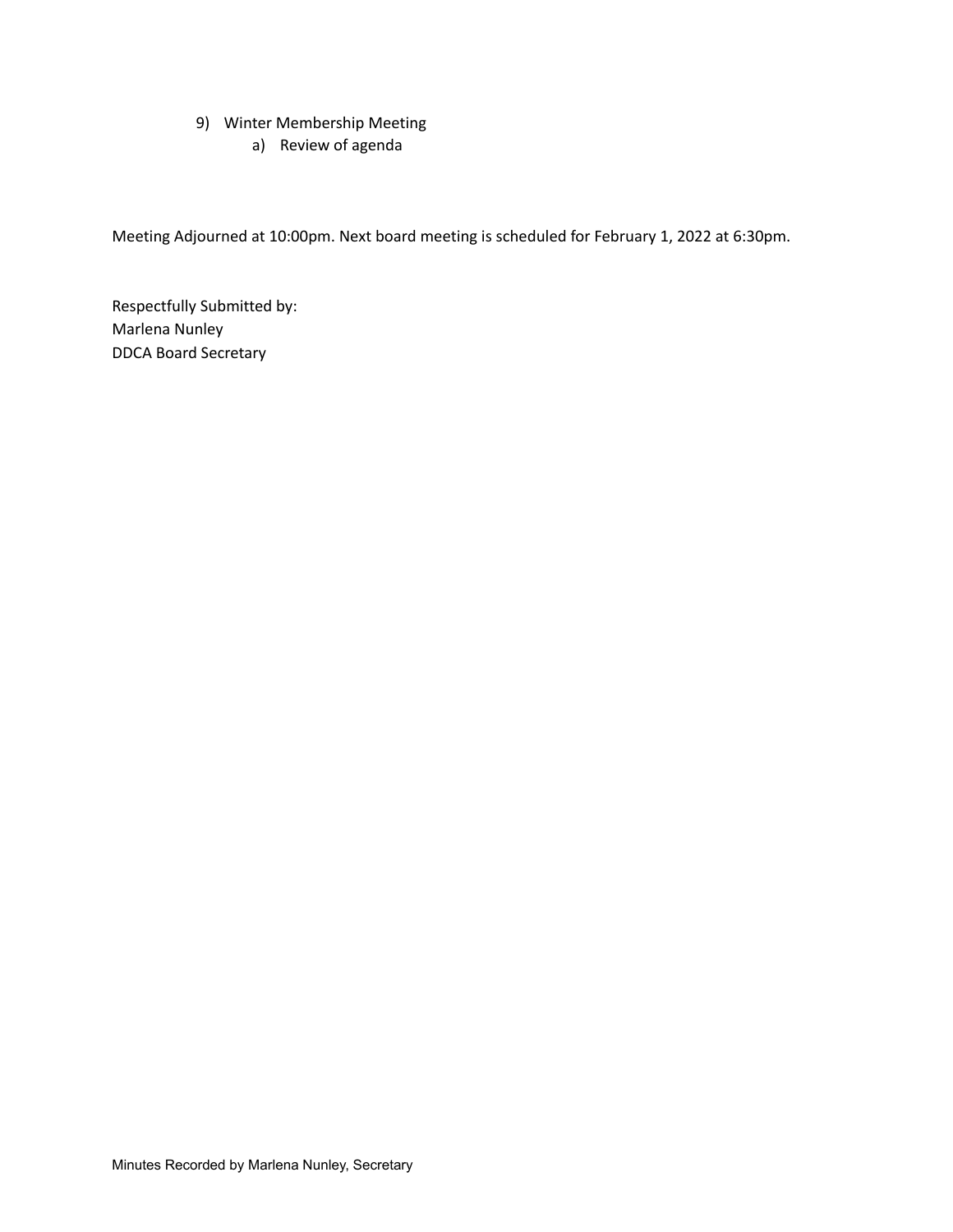9) Winter Membership Meeting
    a) Review of agenda

Meeting Adjourned at 10:00pm. Next board meeting is scheduled for February 1, 2022 at 6:30pm.

Respectfully Submitted by:
Marlena Nunley
DDCA Board Secretary